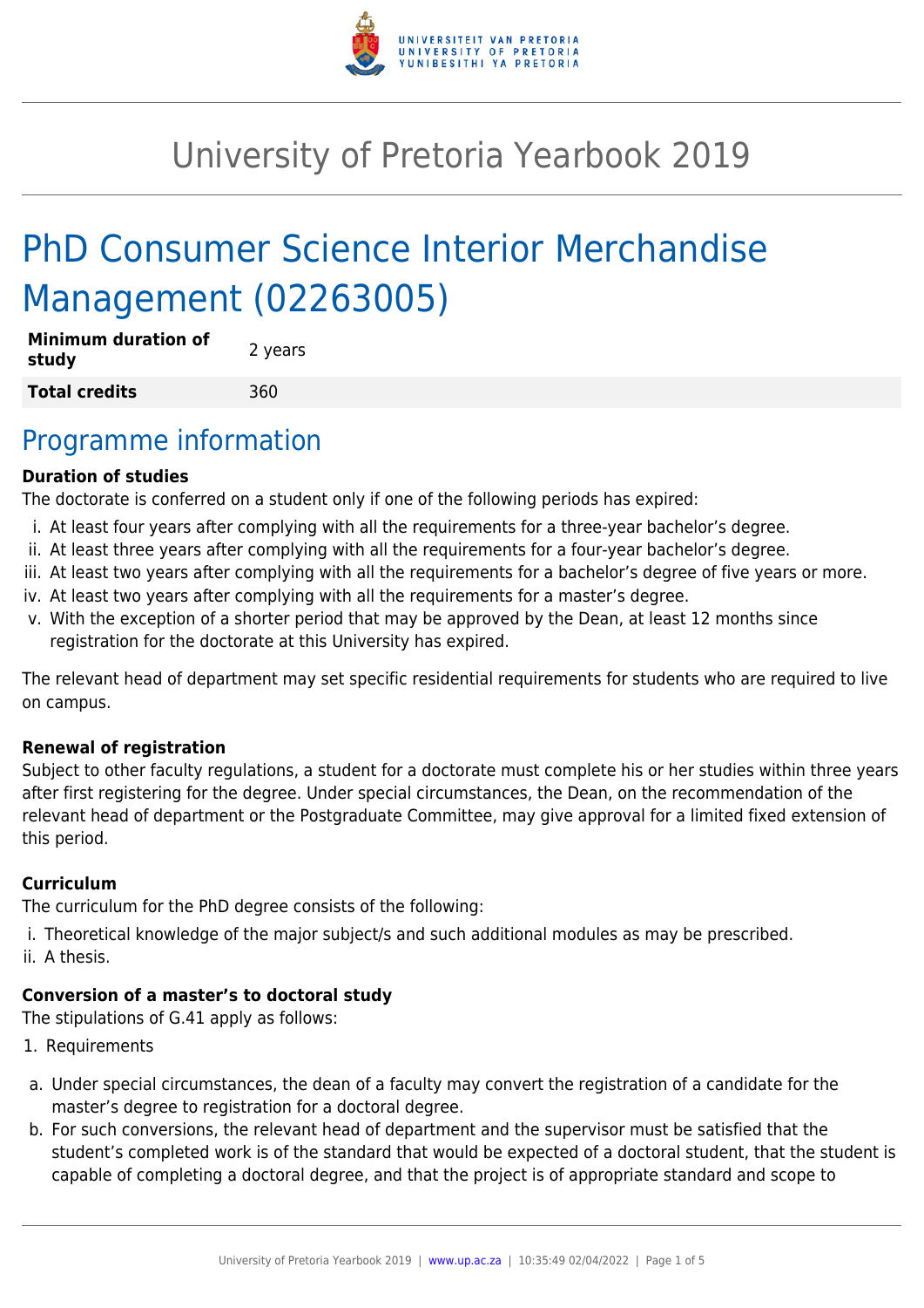# University of Pretoria Yearbook 2019

# PhD Consumer Science Interior Merchandise Management (02263005)

| | |
|---|---|
| **Minimum duration of study** | 2 years |
| **Total credits** | 360 |

## Programme information

**Duration of studies**

The doctorate is conferred on a student only if one of the following periods has expired:

1. At least four years after complying with all the requirements for a three-year bachelor's degree.
2. At least three years after complying with all the requirements for a four-year bachelor's degree.
3. At least two years after complying with all the requirements for a bachelor's degree of five years or more.
4. At least two years after complying with all the requirements for a master's degree.
5. With the exception of a shorter period that may be approved by the Dean, at least 12 months since registration for the doctorate at this University has expired.

The relevant head of department may set specific residential requirements for students who are required to live on campus.

**Renewal of registration**

Subject to other faculty regulations, a student for a doctorate must complete his or her studies within three years after first registering for the degree. Under special circumstances, the Dean, on the recommendation of the relevant head of department or the Postgraduate Committee, may give approval for a limited fixed extension of this period.

**Curriculum**

The curriculum for the PhD degree consists of the following:

1. Theoretical knowledge of the major subject/s and such additional modules as may be prescribed.
2. A thesis.

**Conversion of a master's to doctoral study**

The stipulations of G.41 apply as follows:

1. Requirements

a. Under special circumstances, the dean of a faculty may convert the registration of a candidate for the master's degree to registration for a doctoral degree.

b. For such conversions, the relevant head of department and the supervisor must be satisfied that the student's completed work is of the standard that would be expected of a doctoral student, that the student is capable of completing a doctoral degree, and that the project is of appropriate standard and scope to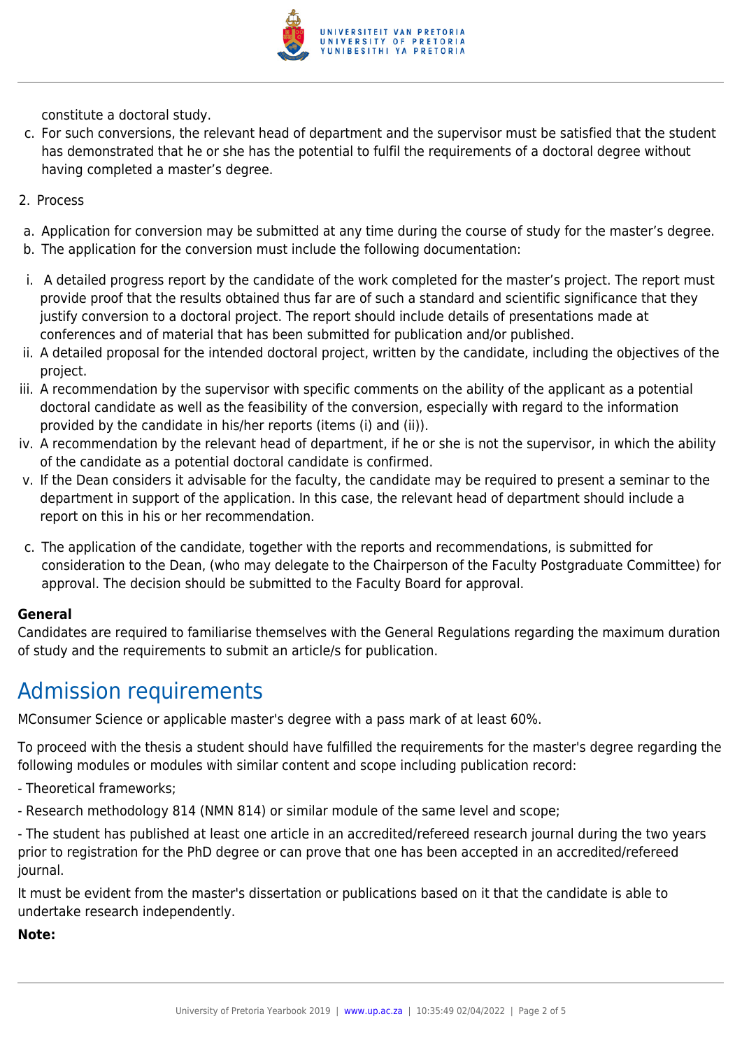constitute a doctoral study.

c. For such conversions, the relevant head of department and the supervisor must be satisfied that the student has demonstrated that he or she has the potential to fulfil the requirements of a doctoral degree without having completed a master's degree.

2. Process

a. Application for conversion may be submitted at any time during the course of study for the master's degree.
b. The application for the conversion must include the following documentation:

i. A detailed progress report by the candidate of the work completed for the master's project. The report must provide proof that the results obtained thus far are of such a standard and scientific significance that they justify conversion to a doctoral project. The report should include details of presentations made at conferences and of material that has been submitted for publication and/or published.
ii. A detailed proposal for the intended doctoral project, written by the candidate, including the objectives of the project.
iii. A recommendation by the supervisor with specific comments on the ability of the applicant as a potential doctoral candidate as well as the feasibility of the conversion, especially with regard to the information provided by the candidate in his/her reports (items (i) and (ii)).
iv. A recommendation by the relevant head of department, if he or she is not the supervisor, in which the ability of the candidate as a potential doctoral candidate is confirmed.
v. If the Dean considers it advisable for the faculty, the candidate may be required to present a seminar to the department in support of the application. In this case, the relevant head of department should include a report on this in his or her recommendation.

c. The application of the candidate, together with the reports and recommendations, is submitted for consideration to the Dean, (who may delegate to the Chairperson of the Faculty Postgraduate Committee) for approval. The decision should be submitted to the Faculty Board for approval.

**General**

Candidates are required to familiarise themselves with the General Regulations regarding the maximum duration of study and the requirements to submit an article/s for publication.

## Admission requirements

MConsumer Science or applicable master's degree with a pass mark of at least 60%.

To proceed with the thesis a student should have fulfilled the requirements for the master's degree regarding the following modules or modules with similar content and scope including publication record:

- Theoretical frameworks;

- Research methodology 814 (NMN 814) or similar module of the same level and scope;

- The student has published at least one article in an accredited/refereed research journal during the two years prior to registration for the PhD degree or can prove that one has been accepted in an accredited/refereed journal.

It must be evident from the master's dissertation or publications based on it that the candidate is able to undertake research independently.

**Note:**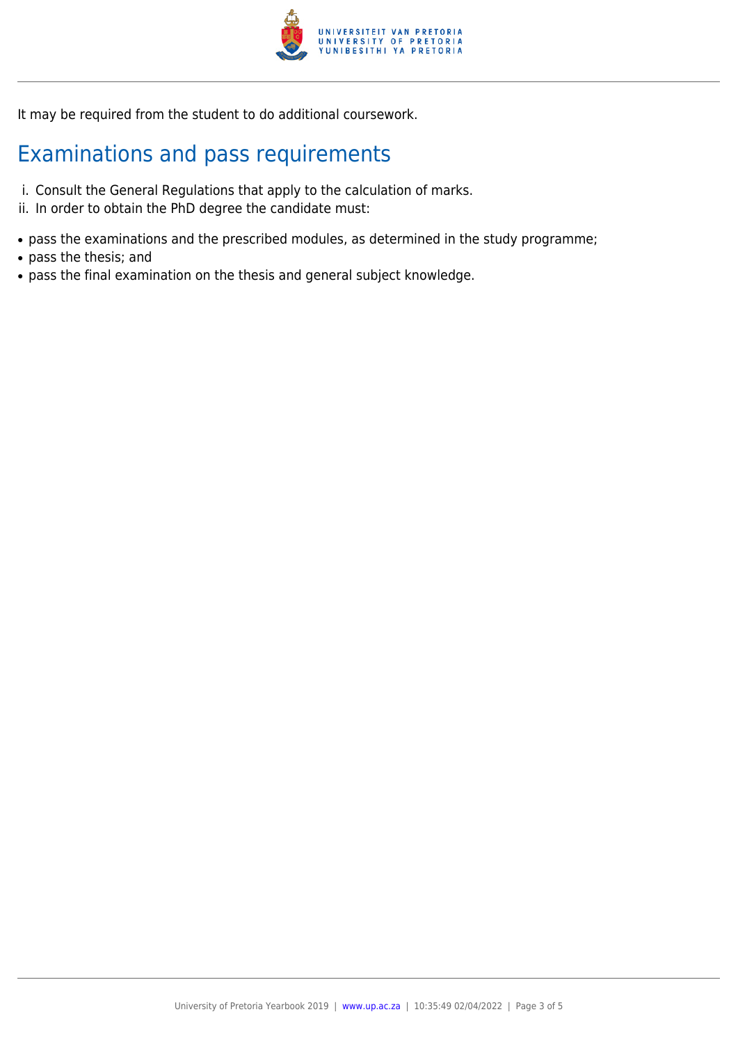It may be required from the student to do additional coursework.

## Examinations and pass requirements

i. Consult the General Regulations that apply to the calculation of marks.
ii. In order to obtain the PhD degree the candidate must:

- pass the examinations and the prescribed modules, as determined in the study programme;
- pass the thesis; and
- pass the final examination on the thesis and general subject knowledge.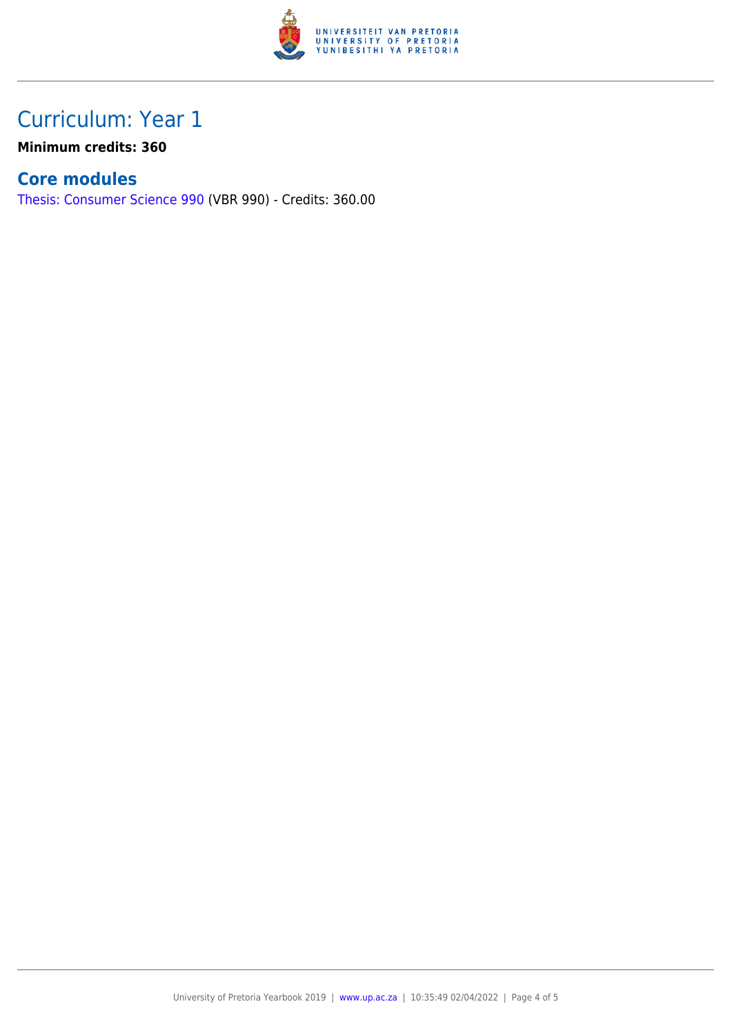# Curriculum: Year 1

**Minimum credits: 360**

## Core modules

Thesis: Consumer Science 990 (VBR 990) - Credits: 360.00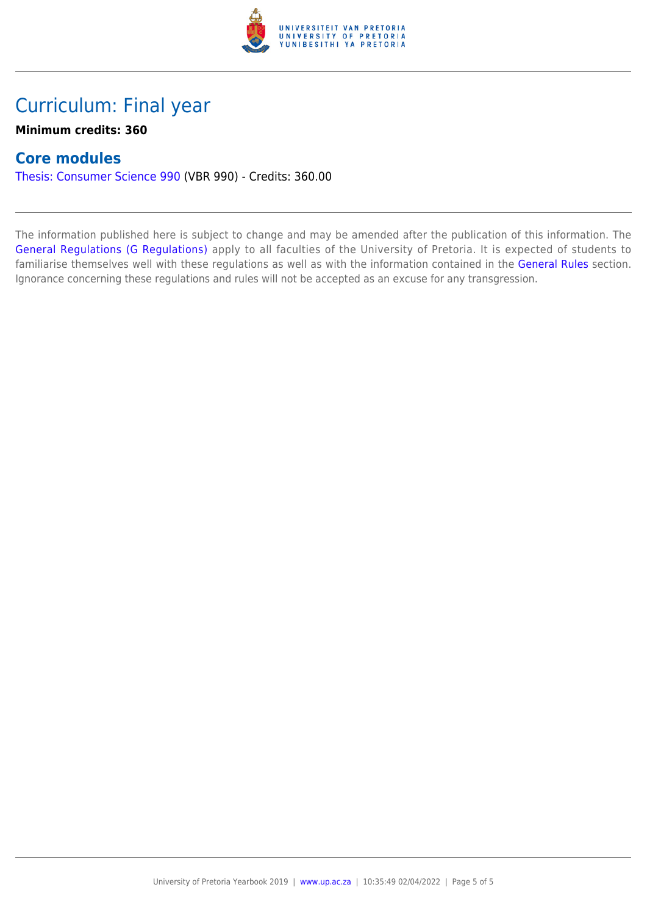# Curriculum: Final year

**Minimum credits: 360**

## Core modules

Thesis: Consumer Science 990 (VBR 990) - Credits: 360.00

The information published here is subject to change and may be amended after the publication of this information. The General Regulations (G Regulations) apply to all faculties of the University of Pretoria. It is expected of students to familiarise themselves well with these regulations as well as with the information contained in the General Rules section. Ignorance concerning these regulations and rules will not be accepted as an excuse for any transgression.